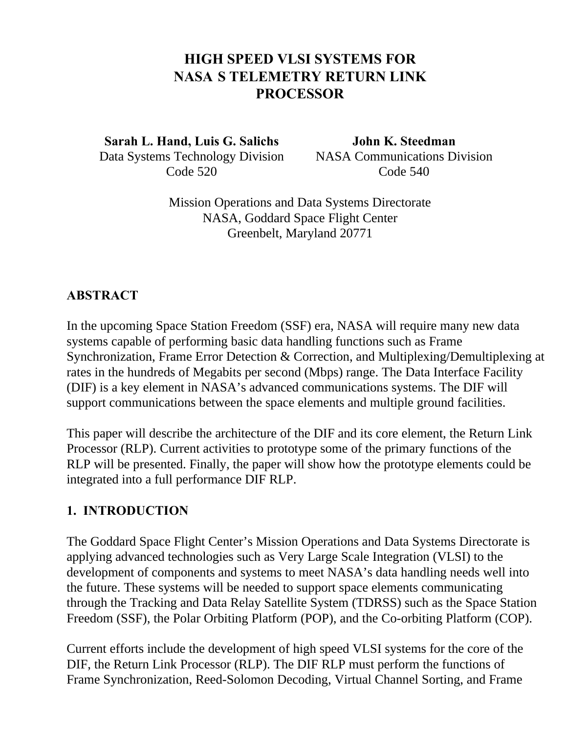# HIGH SPEED VLSI SYSTEMS FOR NASA S TELEMETRY RETURN LINK PROCESSOR

**Sarah L. Hand, Luis G. Salichs**
Data Systems Technology Division
Code 520

**John K. Steedman**
NASA Communications Division
Code 540

Mission Operations and Data Systems Directorate
NASA, Goddard Space Flight Center
Greenbelt, Maryland 20771

## ABSTRACT

In the upcoming Space Station Freedom (SSF) era, NASA will require many new data systems capable of performing basic data handling functions such as Frame Synchronization, Frame Error Detection & Correction, and Multiplexing/Demultiplexing at rates in the hundreds of Megabits per second (Mbps) range. The Data Interface Facility (DIF) is a key element in NASA's advanced communications systems. The DIF will support communications between the space elements and multiple ground facilities.

This paper will describe the architecture of the DIF and its core element, the Return Link Processor (RLP). Current activities to prototype some of the primary functions of the RLP will be presented. Finally, the paper will show how the prototype elements could be integrated into a full performance DIF RLP.

## 1. INTRODUCTION

The Goddard Space Flight Center's Mission Operations and Data Systems Directorate is applying advanced technologies such as Very Large Scale Integration (VLSI) to the development of components and systems to meet NASA's data handling needs well into the future. These systems will be needed to support space elements communicating through the Tracking and Data Relay Satellite System (TDRSS) such as the Space Station Freedom (SSF), the Polar Orbiting Platform (POP), and the Co-orbiting Platform (COP).

Current efforts include the development of high speed VLSI systems for the core of the DIF, the Return Link Processor (RLP). The DIF RLP must perform the functions of Frame Synchronization, Reed-Solomon Decoding, Virtual Channel Sorting, and Frame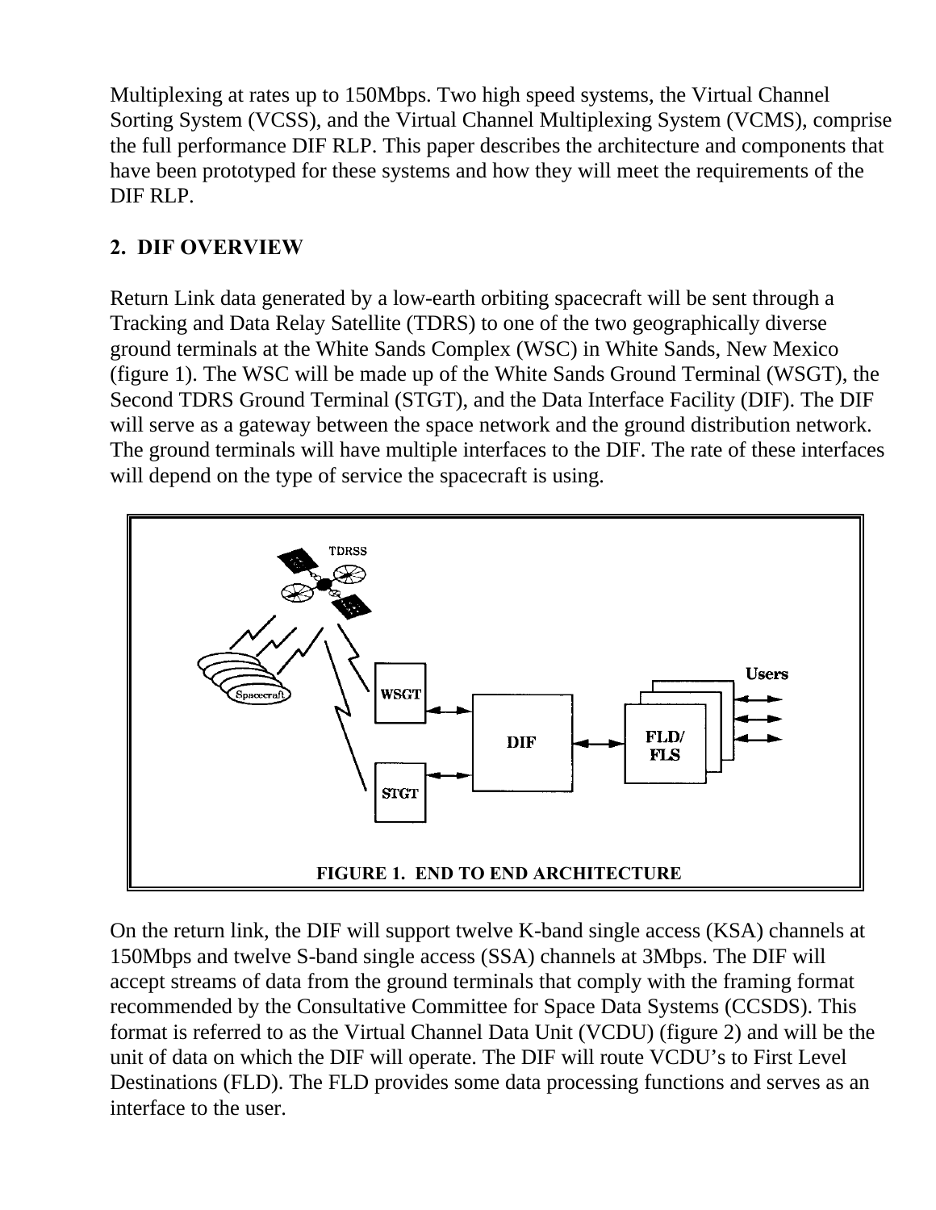Multiplexing at rates up to 150Mbps. Two high speed systems, the Virtual Channel Sorting System (VCSS), and the Virtual Channel Multiplexing System (VCMS), comprise the full performance DIF RLP. This paper describes the architecture and components that have been prototyped for these systems and how they will meet the requirements of the DIF RLP.

## 2. DIF OVERVIEW

Return Link data generated by a low-earth orbiting spacecraft will be sent through a Tracking and Data Relay Satellite (TDRS) to one of the two geographically diverse ground terminals at the White Sands Complex (WSC) in White Sands, New Mexico (figure 1). The WSC will be made up of the White Sands Ground Terminal (WSGT), the Second TDRS Ground Terminal (STGT), and the Data Interface Facility (DIF). The DIF will serve as a gateway between the space network and the ground distribution network. The ground terminals will have multiple interfaces to the DIF. The rate of these interfaces will depend on the type of service the spacecraft is using.

**FIGURE 1. END TO END ARCHITECTURE**

On the return link, the DIF will support twelve K-band single access (KSA) channels at 150Mbps and twelve S-band single access (SSA) channels at 3Mbps. The DIF will accept streams of data from the ground terminals that comply with the framing format recommended by the Consultative Committee for Space Data Systems (CCSDS). This format is referred to as the Virtual Channel Data Unit (VCDU) (figure 2) and will be the unit of data on which the DIF will operate. The DIF will route VCDU's to First Level Destinations (FLD). The FLD provides some data processing functions and serves as an interface to the user.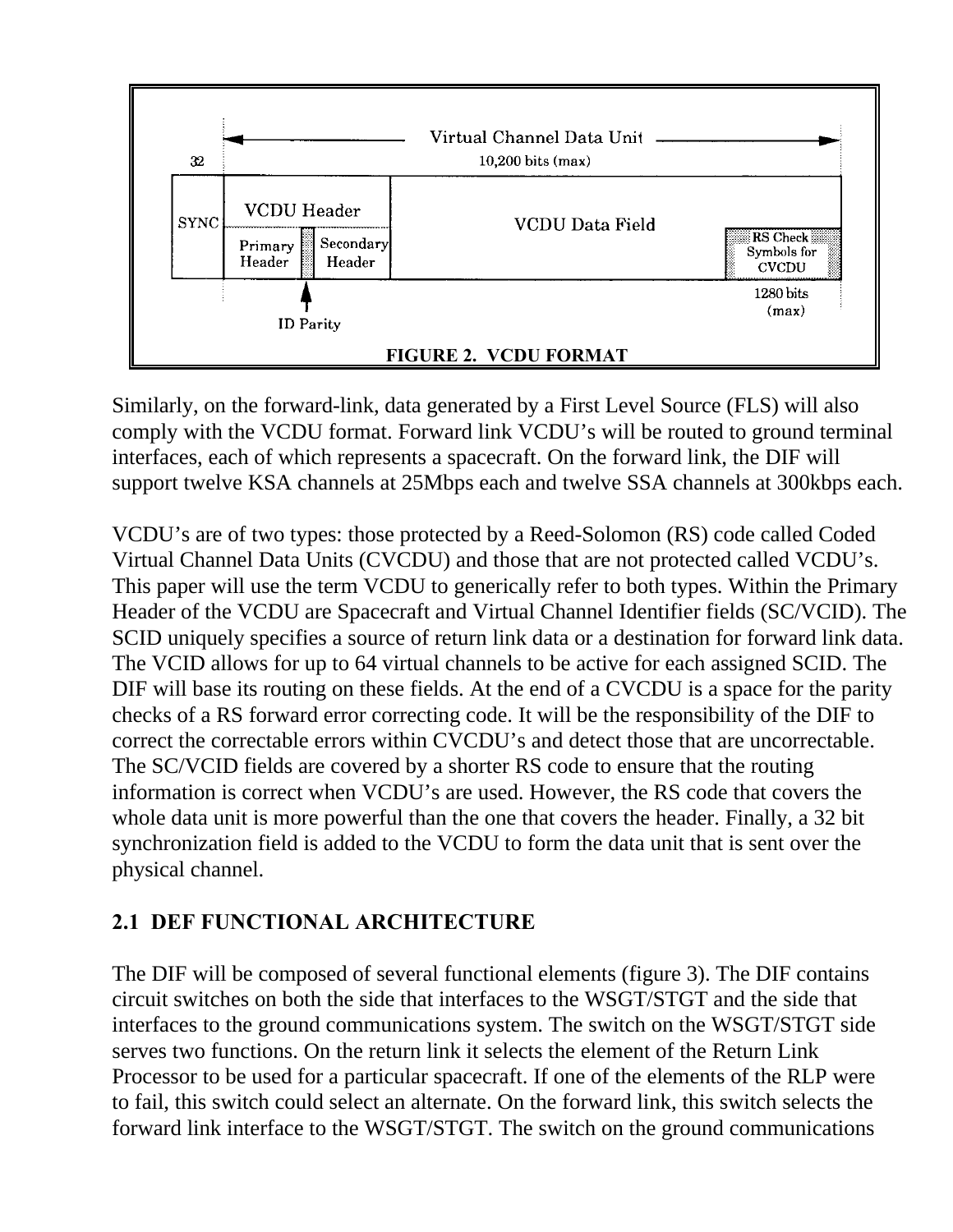FIGURE 2. VCDU FORMAT

Similarly, on the forward-link, data generated by a First Level Source (FLS) will also comply with the VCDU format. Forward link VCDU's will be routed to ground terminal interfaces, each of which represents a spacecraft. On the forward link, the DIF will support twelve KSA channels at 25Mbps each and twelve SSA channels at 300kbps each.

VCDU's are of two types: those protected by a Reed-Solomon (RS) code called Coded Virtual Channel Data Units (CVCDU) and those that are not protected called VCDU's. This paper will use the term VCDU to generically refer to both types. Within the Primary Header of the VCDU are Spacecraft and Virtual Channel Identifier fields (SC/VCID). The SCID uniquely specifies a source of return link data or a destination for forward link data. The VCID allows for up to 64 virtual channels to be active for each assigned SCID. The DIF will base its routing on these fields. At the end of a CVCDU is a space for the parity checks of a RS forward error correcting code. It will be the responsibility of the DIF to correct the correctable errors within CVCDU's and detect those that are uncorrectable. The SC/VCID fields are covered by a shorter RS code to ensure that the routing information is correct when VCDU's are used. However, the RS code that covers the whole data unit is more powerful than the one that covers the header. Finally, a 32 bit synchronization field is added to the VCDU to form the data unit that is sent over the physical channel.

## 2.1 DEF FUNCTIONAL ARCHITECTURE

The DIF will be composed of several functional elements (figure 3). The DIF contains circuit switches on both the side that interfaces to the WSGT/STGT and the side that interfaces to the ground communications system. The switch on the WSGT/STGT side serves two functions. On the return link it selects the element of the Return Link Processor to be used for a particular spacecraft. If one of the elements of the RLP were to fail, this switch could select an alternate. On the forward link, this switch selects the forward link interface to the WSGT/STGT. The switch on the ground communications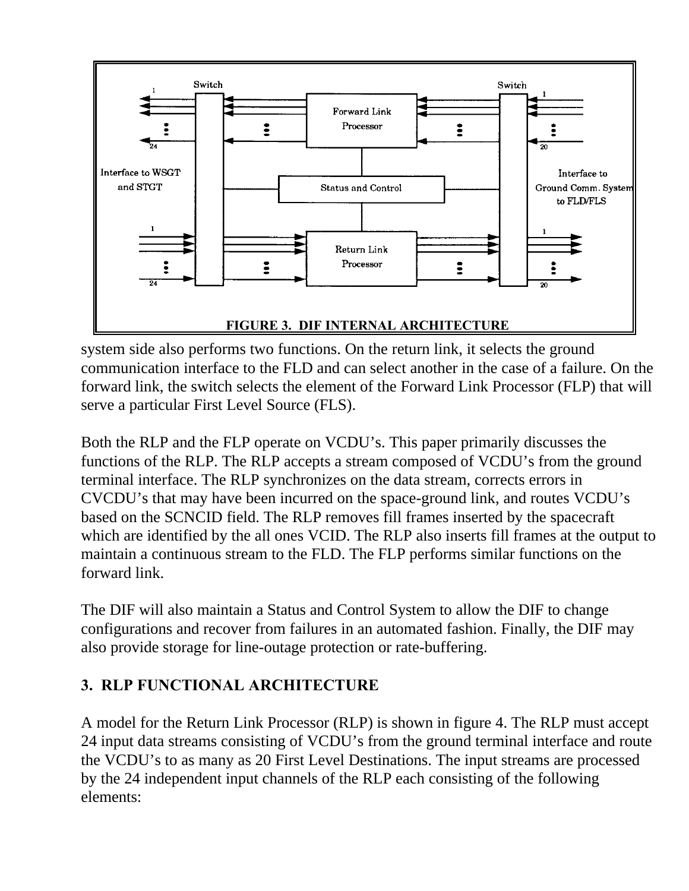FIGURE 3. DIF INTERNAL ARCHITECTURE

system side also performs two functions. On the return link, it selects the ground communication interface to the FLD and can select another in the case of a failure. On the forward link, the switch selects the element of the Forward Link Processor (FLP) that will serve a particular First Level Source (FLS).

Both the RLP and the FLP operate on VCDU’s. This paper primarily discusses the functions of the RLP. The RLP accepts a stream composed of VCDU’s from the ground terminal interface. The RLP synchronizes on the data stream, corrects errors in CVCDU’s that may have been incurred on the space-ground link, and routes VCDU’s based on the SCNCID field. The RLP removes fill frames inserted by the spacecraft which are identified by the all ones VCID. The RLP also inserts fill frames at the output to maintain a continuous stream to the FLD. The FLP performs similar functions on the forward link.

The DIF will also maintain a Status and Control System to allow the DIF to change configurations and recover from failures in an automated fashion. Finally, the DIF may also provide storage for line-outage protection or rate-buffering.

## 3. RLP FUNCTIONAL ARCHITECTURE

A model for the Return Link Processor (RLP) is shown in figure 4. The RLP must accept 24 input data streams consisting of VCDU’s from the ground terminal interface and route the VCDU’s to as many as 20 First Level Destinations. The input streams are processed by the 24 independent input channels of the RLP each consisting of the following elements: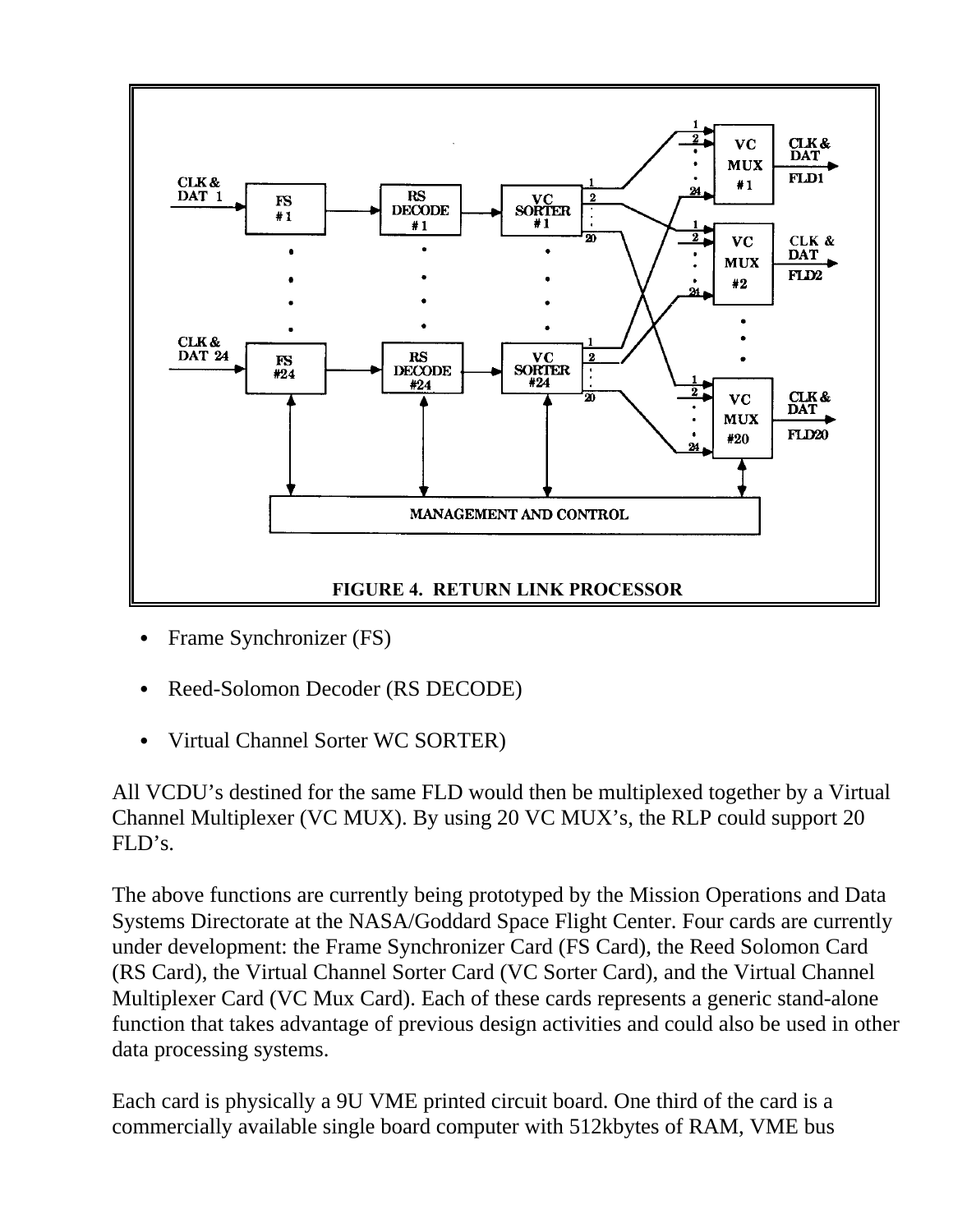FIGURE 4. RETURN LINK PROCESSOR

- Frame Synchronizer (FS)
- Reed-Solomon Decoder (RS DECODE)
- Virtual Channel Sorter WC SORTER)

All VCDU's destined for the same FLD would then be multiplexed together by a Virtual Channel Multiplexer (VC MUX). By using 20 VC MUX's, the RLP could support 20 FLD's.

The above functions are currently being prototyped by the Mission Operations and Data Systems Directorate at the NASA/Goddard Space Flight Center. Four cards are currently under development: the Frame Synchronizer Card (FS Card), the Reed Solomon Card (RS Card), the Virtual Channel Sorter Card (VC Sorter Card), and the Virtual Channel Multiplexer Card (VC Mux Card). Each of these cards represents a generic stand-alone function that takes advantage of previous design activities and could also be used in other data processing systems.

Each card is physically a 9U VME printed circuit board. One third of the card is a commercially available single board computer with 512kbytes of RAM, VME bus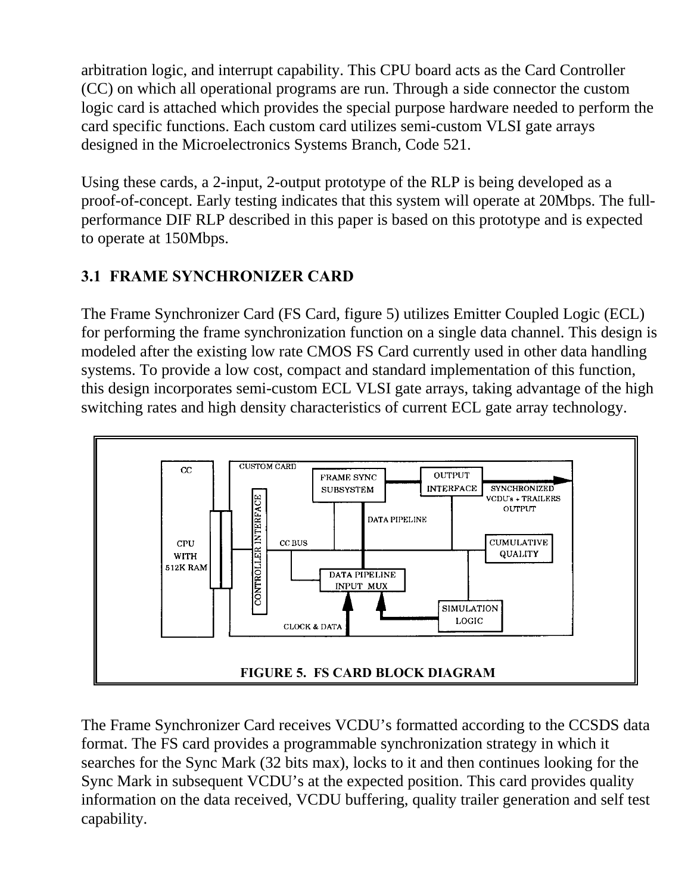arbitration logic, and interrupt capability. This CPU board acts as the Card Controller (CC) on which all operational programs are run. Through a side connector the custom logic card is attached which provides the special purpose hardware needed to perform the card specific functions. Each custom card utilizes semi-custom VLSI gate arrays designed in the Microelectronics Systems Branch, Code 521.

Using these cards, a 2-input, 2-output prototype of the RLP is being developed as a proof-of-concept. Early testing indicates that this system will operate at 20Mbps. The full-performance DIF RLP described in this paper is based on this prototype and is expected to operate at 150Mbps.

### 3.1 FRAME SYNCHRONIZER CARD

The Frame Synchronizer Card (FS Card, figure 5) utilizes Emitter Coupled Logic (ECL) for performing the frame synchronization function on a single data channel. This design is modeled after the existing low rate CMOS FS Card currently used in other data handling systems. To provide a low cost, compact and standard implementation of this function, this design incorporates semi-custom ECL VLSI gate arrays, taking advantage of the high switching rates and high density characteristics of current ECL gate array technology.

**FIGURE 5. FS CARD BLOCK DIAGRAM**

The Frame Synchronizer Card receives VCDU's formatted according to the CCSDS data format. The FS card provides a programmable synchronization strategy in which it searches for the Sync Mark (32 bits max), locks to it and then continues looking for the Sync Mark in subsequent VCDU's at the expected position. This card provides quality information on the data received, VCDU buffering, quality trailer generation and self test capability.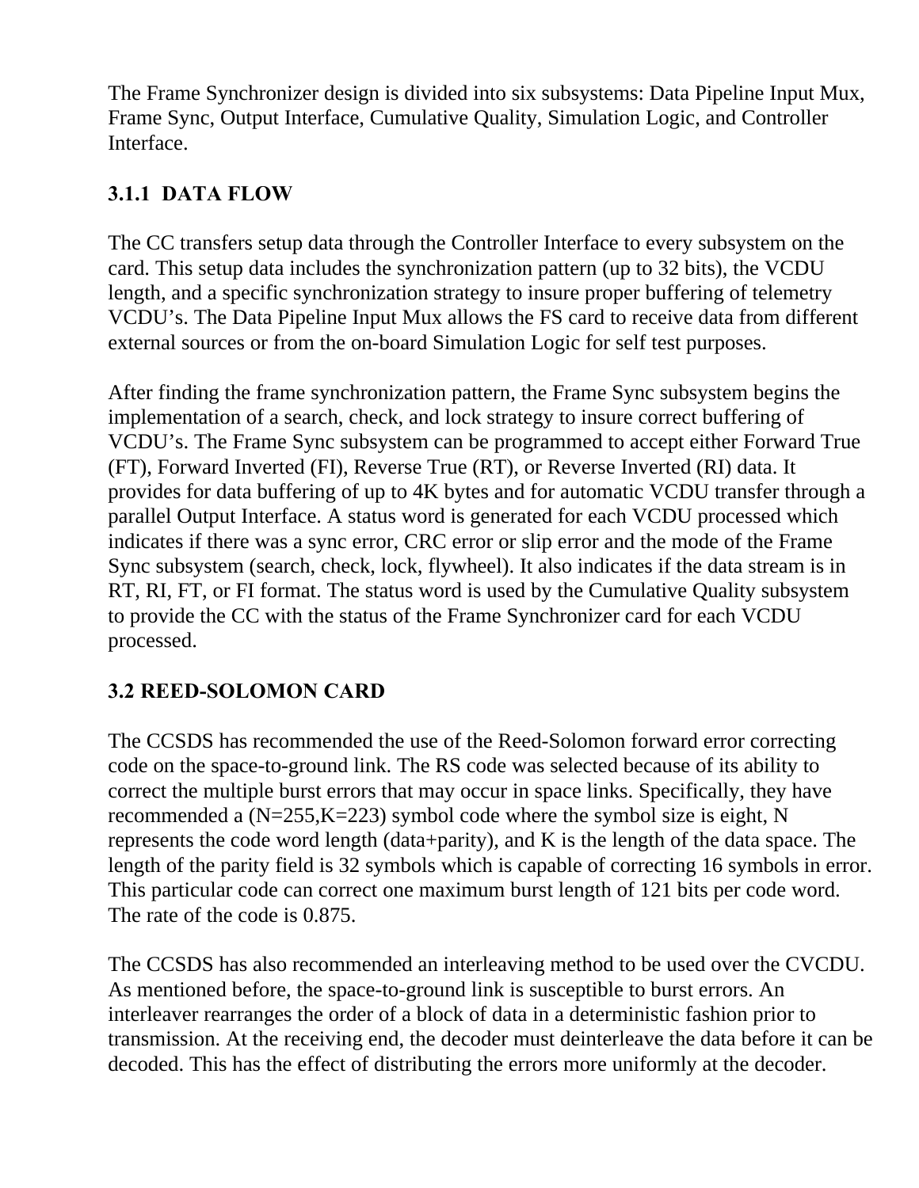The Frame Synchronizer design is divided into six subsystems: Data Pipeline Input Mux, Frame Sync, Output Interface, Cumulative Quality, Simulation Logic, and Controller Interface.

### 3.1.1 DATA FLOW

The CC transfers setup data through the Controller Interface to every subsystem on the card. This setup data includes the synchronization pattern (up to 32 bits), the VCDU length, and a specific synchronization strategy to insure proper buffering of telemetry VCDU's. The Data Pipeline Input Mux allows the FS card to receive data from different external sources or from the on-board Simulation Logic for self test purposes.

After finding the frame synchronization pattern, the Frame Sync subsystem begins the implementation of a search, check, and lock strategy to insure correct buffering of VCDU's. The Frame Sync subsystem can be programmed to accept either Forward True (FT), Forward Inverted (FI), Reverse True (RT), or Reverse Inverted (RI) data. It provides for data buffering of up to 4K bytes and for automatic VCDU transfer through a parallel Output Interface. A status word is generated for each VCDU processed which indicates if there was a sync error, CRC error or slip error and the mode of the Frame Sync subsystem (search, check, lock, flywheel). It also indicates if the data stream is in RT, RI, FT, or FI format. The status word is used by the Cumulative Quality subsystem to provide the CC with the status of the Frame Synchronizer card for each VCDU processed.

## 3.2 REED-SOLOMON CARD

The CCSDS has recommended the use of the Reed-Solomon forward error correcting code on the space-to-ground link. The RS code was selected because of its ability to correct the multiple burst errors that may occur in space links. Specifically, they have recommended a (N=255,K=223) symbol code where the symbol size is eight, N represents the code word length (data+parity), and K is the length of the data space. The length of the parity field is 32 symbols which is capable of correcting 16 symbols in error. This particular code can correct one maximum burst length of 121 bits per code word. The rate of the code is 0.875.

The CCSDS has also recommended an interleaving method to be used over the CVCDU. As mentioned before, the space-to-ground link is susceptible to burst errors. An interleaver rearranges the order of a block of data in a deterministic fashion prior to transmission. At the receiving end, the decoder must deinterleave the data before it can be decoded. This has the effect of distributing the errors more uniformly at the decoder.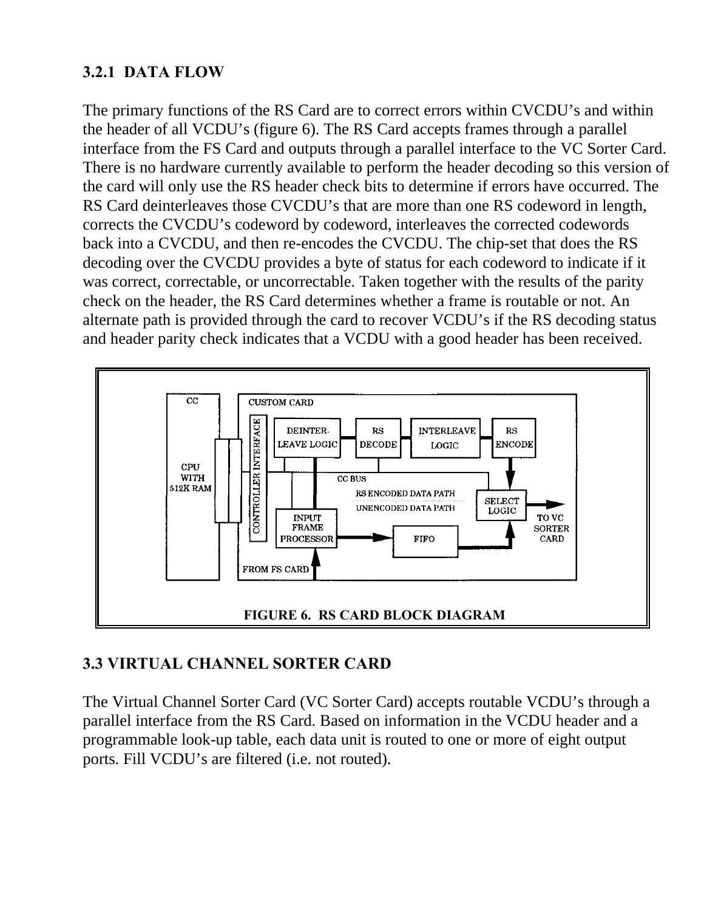### 3.2.1 DATA FLOW

The primary functions of the RS Card are to correct errors within CVCDU's and within the header of all VCDU's (figure 6). The RS Card accepts frames through a parallel interface from the FS Card and outputs through a parallel interface to the VC Sorter Card. There is no hardware currently available to perform the header decoding so this version of the card will only use the RS header check bits to determine if errors have occurred. The RS Card deinterleaves those CVCDU's that are more than one RS codeword in length, corrects the CVCDU's codeword by codeword, interleaves the corrected codewords back into a CVCDU, and then re-encodes the CVCDU. The chip-set that does the RS decoding over the CVCDU provides a byte of status for each codeword to indicate if it was correct, correctable, or uncorrectable. Taken together with the results of the parity check on the header, the RS Card determines whether a frame is routable or not. An alternate path is provided through the card to recover VCDU's if the RS decoding status and header parity check indicates that a VCDU with a good header has been received.

FIGURE 6. RS CARD BLOCK DIAGRAM

## 3.3 VIRTUAL CHANNEL SORTER CARD

The Virtual Channel Sorter Card (VC Sorter Card) accepts routable VCDU's through a parallel interface from the RS Card. Based on information in the VCDU header and a programmable look-up table, each data unit is routed to one or more of eight output ports. Fill VCDU's are filtered (i.e. not routed).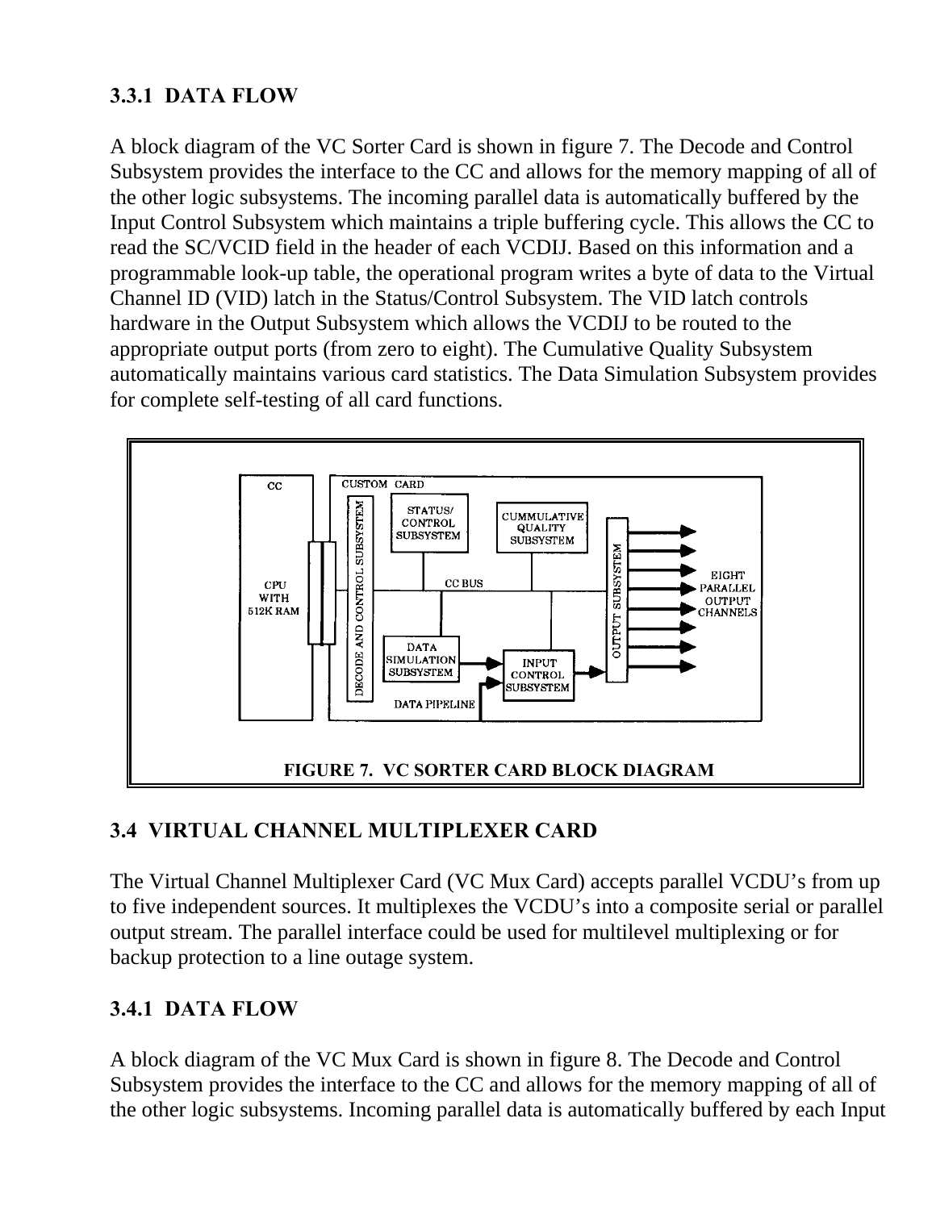### 3.3.1 DATA FLOW

A block diagram of the VC Sorter Card is shown in figure 7. The Decode and Control Subsystem provides the interface to the CC and allows for the memory mapping of all of the other logic subsystems. The incoming parallel data is automatically buffered by the Input Control Subsystem which maintains a triple buffering cycle. This allows the CC to read the SC/VCID field in the header of each VCDIJ. Based on this information and a programmable look-up table, the operational program writes a byte of data to the Virtual Channel ID (VID) latch in the Status/Control Subsystem. The VID latch controls hardware in the Output Subsystem which allows the VCDIJ to be routed to the appropriate output ports (from zero to eight). The Cumulative Quality Subsystem automatically maintains various card statistics. The Data Simulation Subsystem provides for complete self-testing of all card functions.

**FIGURE 7. VC SORTER CARD BLOCK DIAGRAM**

## 3.4 VIRTUAL CHANNEL MULTIPLEXER CARD

The Virtual Channel Multiplexer Card (VC Mux Card) accepts parallel VCDU's from up to five independent sources. It multiplexes the VCDU's into a composite serial or parallel output stream. The parallel interface could be used for multilevel multiplexing or for backup protection to a line outage system.

### 3.4.1 DATA FLOW

A block diagram of the VC Mux Card is shown in figure 8. The Decode and Control Subsystem provides the interface to the CC and allows for the memory mapping of all of the other logic subsystems. Incoming parallel data is automatically buffered by each Input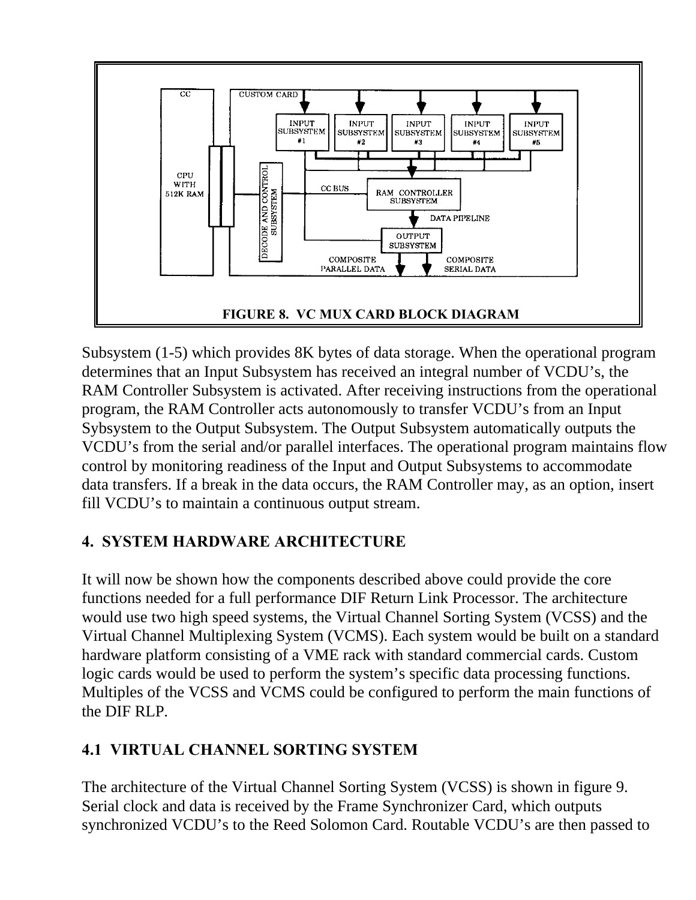FIGURE 8. VC MUX CARD BLOCK DIAGRAM

Subsystem (1-5) which provides 8K bytes of data storage. When the operational program determines that an Input Subsystem has received an integral number of VCDU's, the RAM Controller Subsystem is activated. After receiving instructions from the operational program, the RAM Controller acts autonomously to transfer VCDU's from an Input Sybsystem to the Output Subsystem. The Output Subsystem automatically outputs the VCDU's from the serial and/or parallel interfaces. The operational program maintains flow control by monitoring readiness of the Input and Output Subsystems to accommodate data transfers. If a break in the data occurs, the RAM Controller may, as an option, insert fill VCDU's to maintain a continuous output stream.

## 4. SYSTEM HARDWARE ARCHITECTURE

It will now be shown how the components described above could provide the core functions needed for a full performance DIF Return Link Processor. The architecture would use two high speed systems, the Virtual Channel Sorting System (VCSS) and the Virtual Channel Multiplexing System (VCMS). Each system would be built on a standard hardware platform consisting of a VME rack with standard commercial cards. Custom logic cards would be used to perform the system's specific data processing functions. Multiples of the VCSS and VCMS could be configured to perform the main functions of the DIF RLP.

### 4.1 VIRTUAL CHANNEL SORTING SYSTEM

The architecture of the Virtual Channel Sorting System (VCSS) is shown in figure 9. Serial clock and data is received by the Frame Synchronizer Card, which outputs synchronized VCDU's to the Reed Solomon Card. Routable VCDU's are then passed to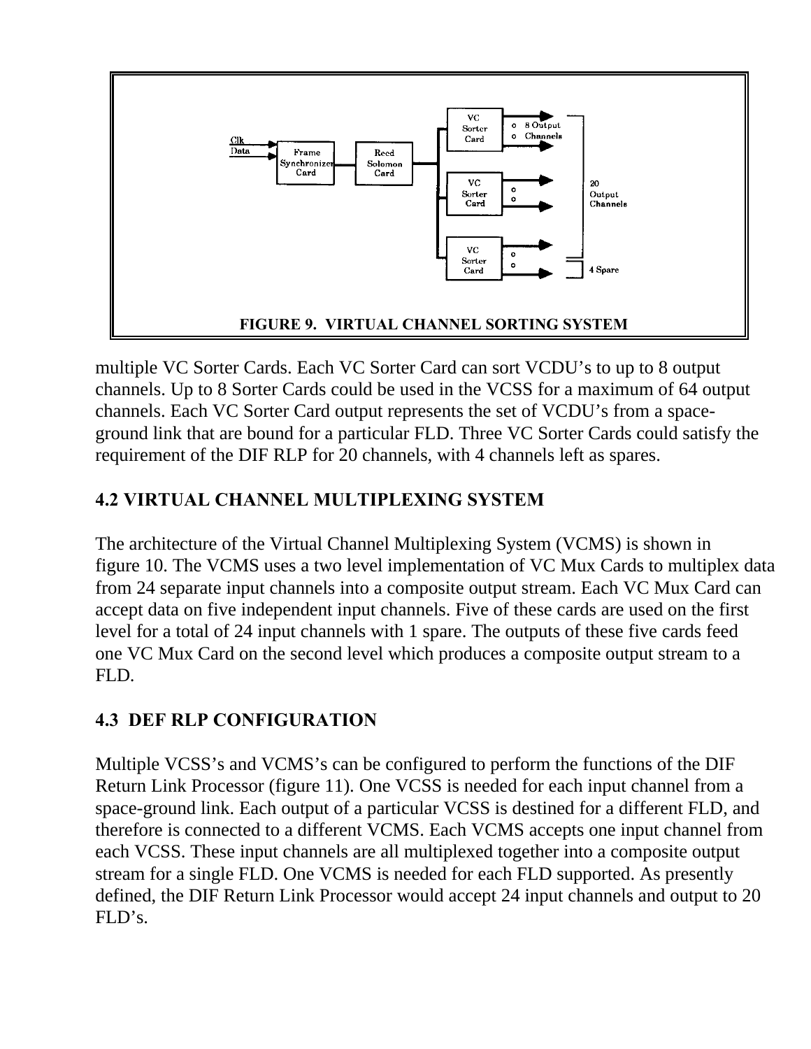FIGURE 9. VIRTUAL CHANNEL SORTING SYSTEM

multiple VC Sorter Cards. Each VC Sorter Card can sort VCDU's to up to 8 output channels. Up to 8 Sorter Cards could be used in the VCSS for a maximum of 64 output channels. Each VC Sorter Card output represents the set of VCDU's from a space-ground link that are bound for a particular FLD. Three VC Sorter Cards could satisfy the requirement of the DIF RLP for 20 channels, with 4 channels left as spares.

## 4.2 VIRTUAL CHANNEL MULTIPLEXING SYSTEM

The architecture of the Virtual Channel Multiplexing System (VCMS) is shown in figure 10. The VCMS uses a two level implementation of VC Mux Cards to multiplex data from 24 separate input channels into a composite output stream. Each VC Mux Card can accept data on five independent input channels. Five of these cards are used on the first level for a total of 24 input channels with 1 spare. The outputs of these five cards feed one VC Mux Card on the second level which produces a composite output stream to a FLD.

## 4.3 DEF RLP CONFIGURATION

Multiple VCSS's and VCMS's can be configured to perform the functions of the DIF Return Link Processor (figure 11). One VCSS is needed for each input channel from a space-ground link. Each output of a particular VCSS is destined for a different FLD, and therefore is connected to a different VCMS. Each VCMS accepts one input channel from each VCSS. These input channels are all multiplexed together into a composite output stream for a single FLD. One VCMS is needed for each FLD supported. As presently defined, the DIF Return Link Processor would accept 24 input channels and output to 20 FLD's.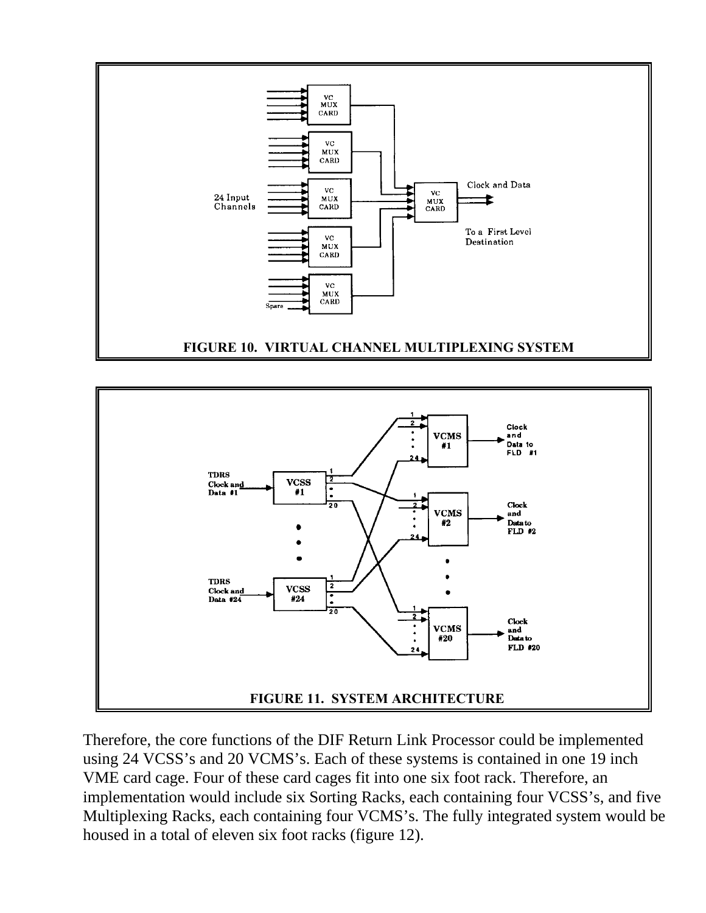FIGURE 10. VIRTUAL CHANNEL MULTIPLEXING SYSTEM

FIGURE 11. SYSTEM ARCHITECTURE

Therefore, the core functions of the DIF Return Link Processor could be implemented using 24 VCSS's and 20 VCMS's. Each of these systems is contained in one 19 inch VME card cage. Four of these card cages fit into one six foot rack. Therefore, an implementation would include six Sorting Racks, each containing four VCSS's, and five Multiplexing Racks, each containing four VCMS's. The fully integrated system would be housed in a total of eleven six foot racks (figure 12).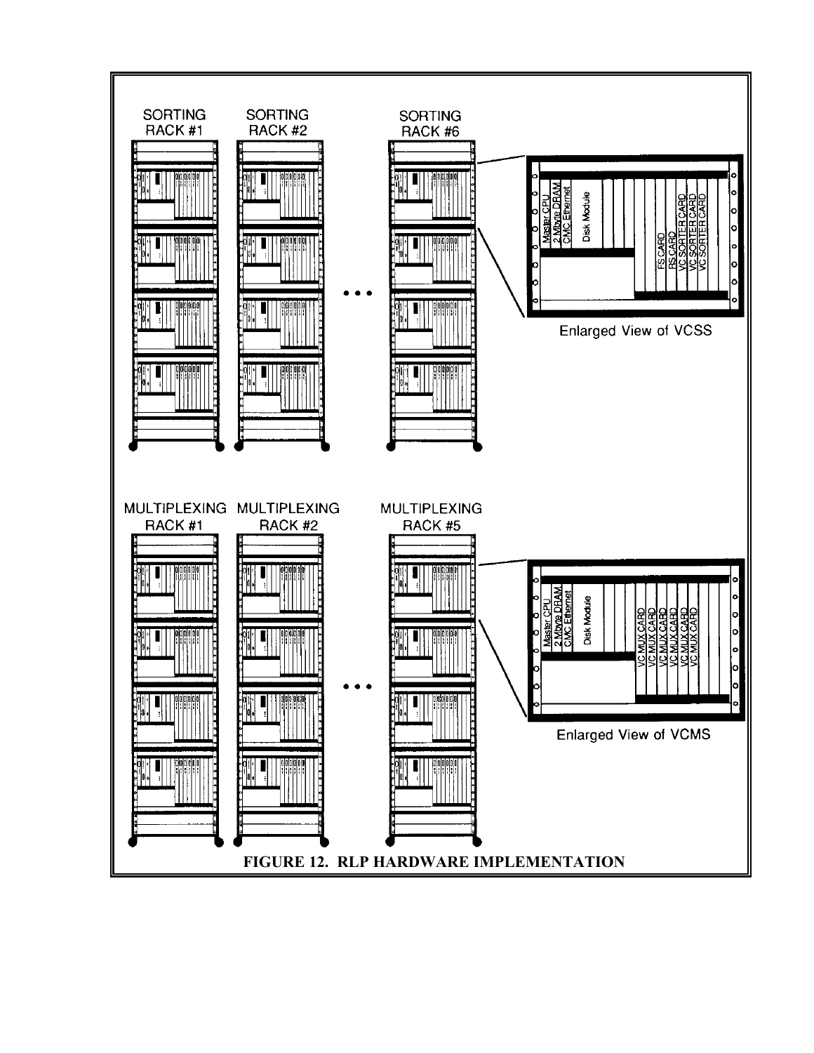SORTING RACK #1

SORTING RACK #2

SORTING RACK #6

Master CPU
2 Mbyte DRAM
CMC Ethernet
Disk Module
FS CARD
RS CARD
VC SORTER CARD
VC SORTER CARD
VC SORTER CARD

Enlarged View of VCSS

MULTIPLEXING RACK #1

MULTIPLEXING RACK #2

MULTIPLEXING RACK #5

Master CPU
2 Mbyte DRAM
CMC Ethernet
Disk Module
VC MUX CARD
VC MUX CARD
VC MUX CARD
VC MUX CARD
VC MUX CARD
VC MUX CARD

Enlarged View of VCMS

**FIGURE 12. RLP HARDWARE IMPLEMENTATION**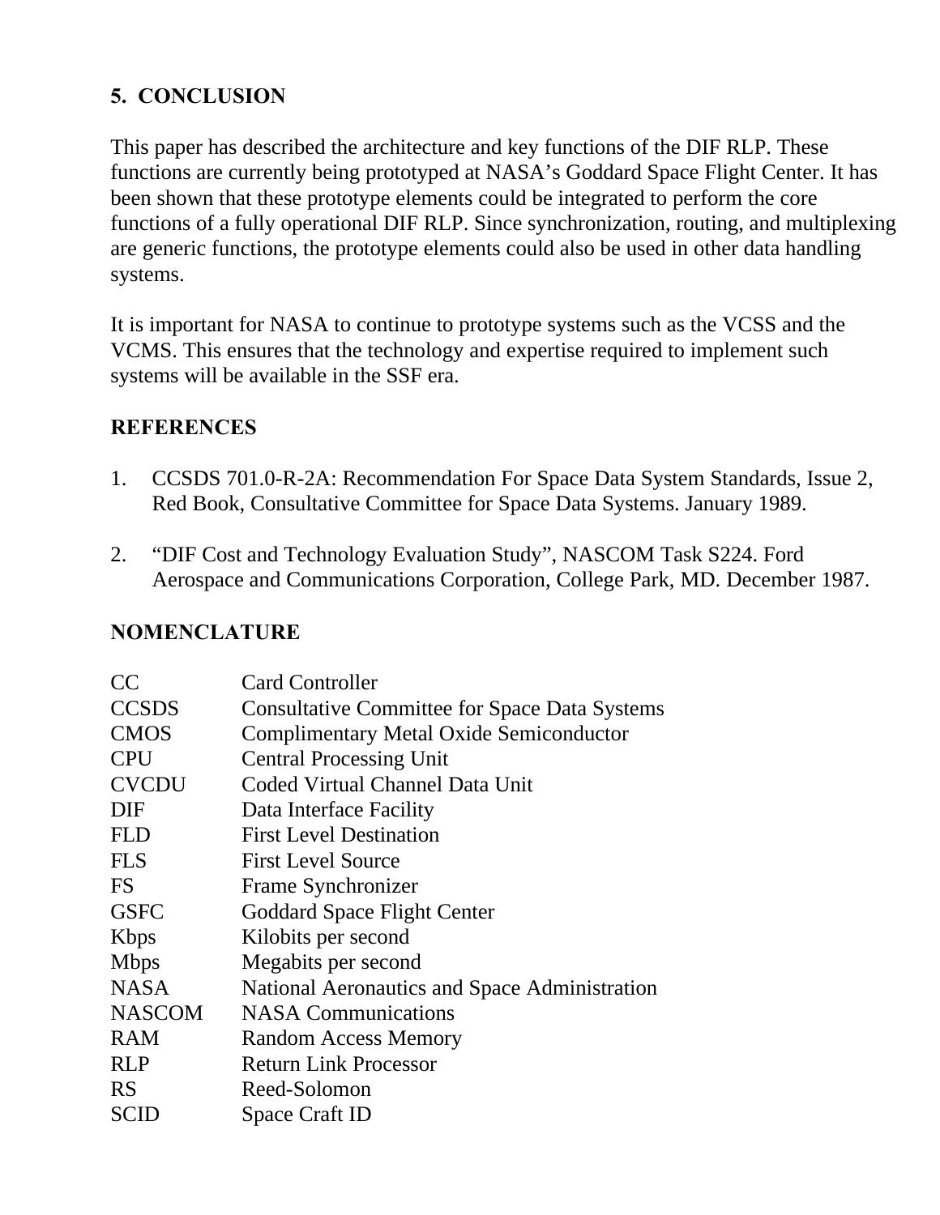## 5. CONCLUSION

This paper has described the architecture and key functions of the DIF RLP. These functions are currently being prototyped at NASA's Goddard Space Flight Center. It has been shown that these prototype elements could be integrated to perform the core functions of a fully operational DIF RLP. Since synchronization, routing, and multiplexing are generic functions, the prototype elements could also be used in other data handling systems.

It is important for NASA to continue to prototype systems such as the VCSS and the VCMS. This ensures that the technology and expertise required to implement such systems will be available in the SSF era.

## REFERENCES

1. CCSDS 701.0-R-2A: Recommendation For Space Data System Standards, Issue 2, Red Book, Consultative Committee for Space Data Systems. January 1989.

2. "DIF Cost and Technology Evaluation Study", NASCOM Task S224. Ford Aerospace and Communications Corporation, College Park, MD. December 1987.

## NOMENCLATURE

| | |
|---|---|
| CC | Card Controller |
| CCSDS | Consultative Committee for Space Data Systems |
| CMOS | Complimentary Metal Oxide Semiconductor |
| CPU | Central Processing Unit |
| CVCDU | Coded Virtual Channel Data Unit |
| DIF | Data Interface Facility |
| FLD | First Level Destination |
| FLS | First Level Source |
| FS | Frame Synchronizer |
| GSFC | Goddard Space Flight Center |
| Kbps | Kilobits per second |
| Mbps | Megabits per second |
| NASA | National Aeronautics and Space Administration |
| NASCOM | NASA Communications |
| RAM | Random Access Memory |
| RLP | Return Link Processor |
| RS | Reed-Solomon |
| SCID | Space Craft ID |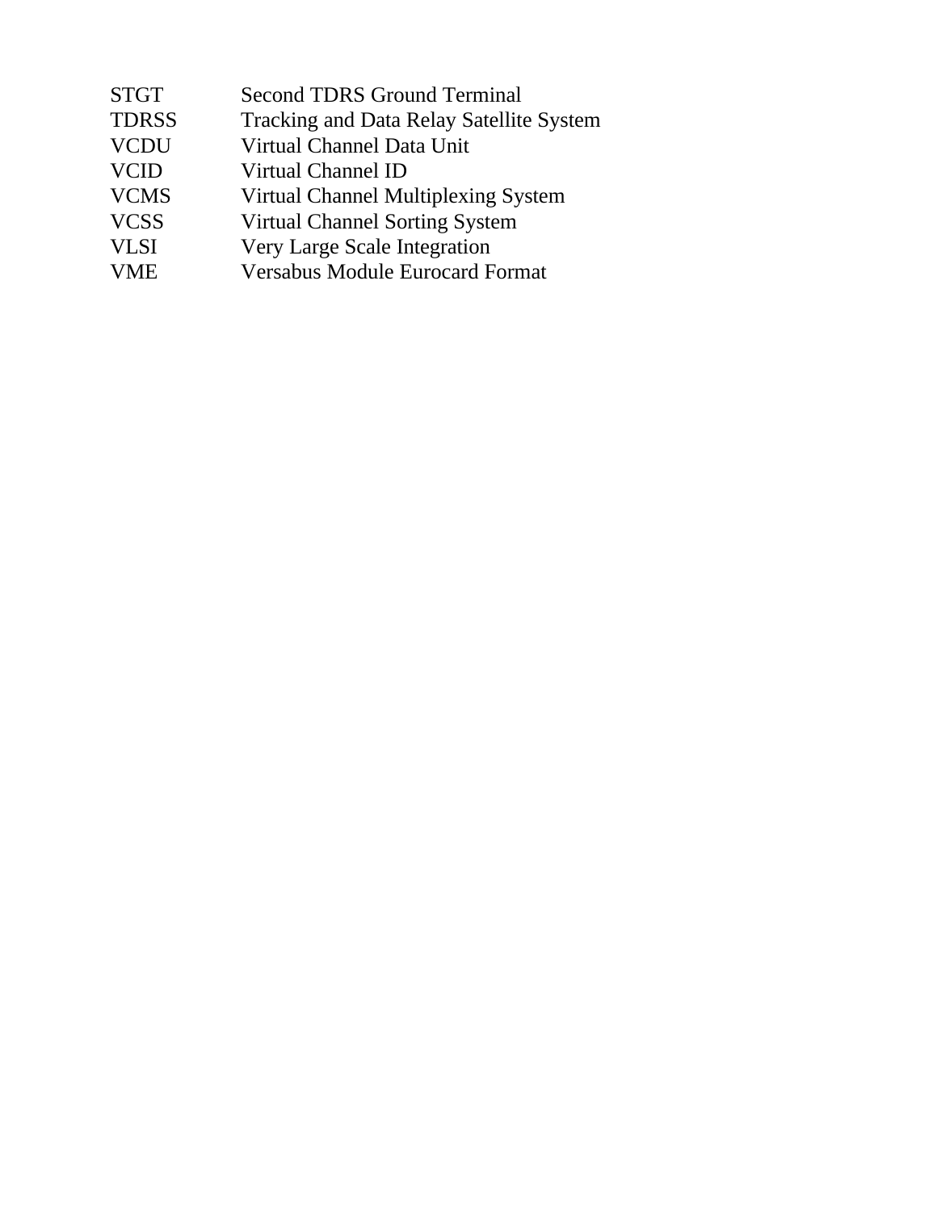| | |
|---|---|
| STGT | Second TDRS Ground Terminal |
| TDRSS | Tracking and Data Relay Satellite System |
| VCDU | Virtual Channel Data Unit |
| VCID | Virtual Channel ID |
| VCMS | Virtual Channel Multiplexing System |
| VCSS | Virtual Channel Sorting System |
| VLSI | Very Large Scale Integration |
| VME | Versabus Module Eurocard Format |